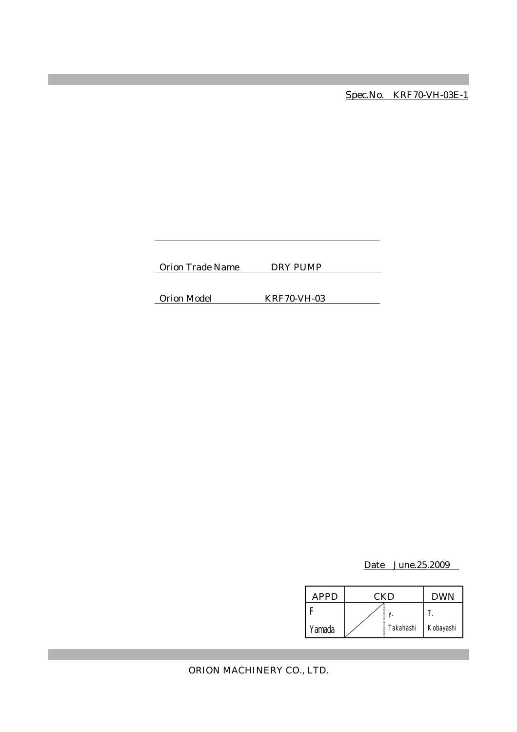Spec.No. KRF70-VH-03E-1

Orion Trade Name DRY PUMP

Orion Model KRF70-VH-03

Date June.25.2009

| APPD | CKD | | DWN |
|---|---|---|---|
| F Yamada | | Y. Takahashi | T. Kobayashi |

ORION MACHINERY CO., LTD.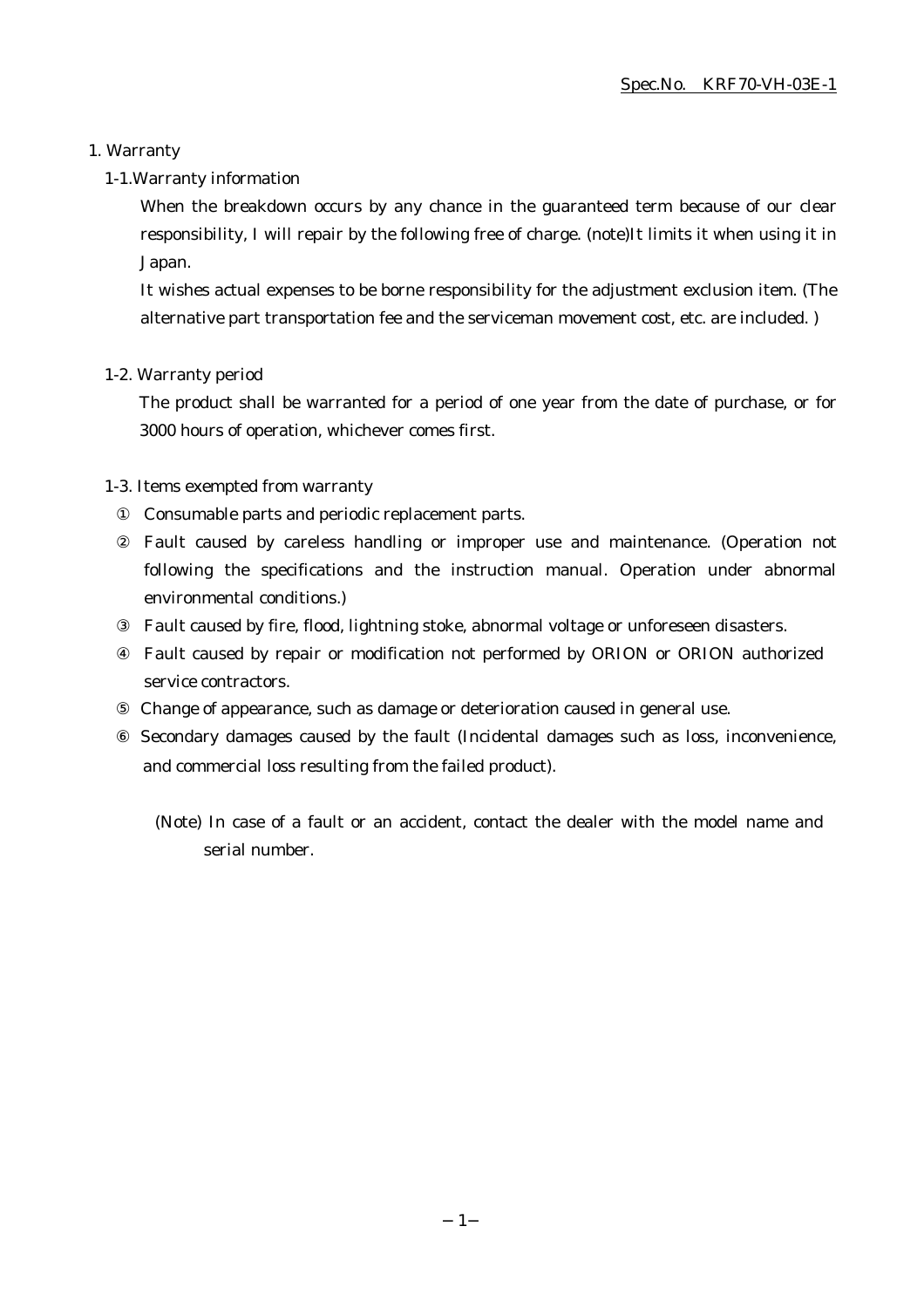Spec.No.　KRF70-VH-03E-1

# 1. Warranty

## 1-1.Warranty information

When the breakdown occurs by any chance in the guaranteed term because of our clear responsibility, I will repair by the following free of charge. (note)It limits it when using it in Japan.

It wishes actual expenses to be borne responsibility for the adjustment exclusion item. (The alternative part transportation fee and the serviceman movement cost, etc. are included. )

## 1-2. Warranty period

The product shall be warranted for a period of one year from the date of purchase, or for 3000 hours of operation, whichever comes first.

## 1-3. Items exempted from warranty

① Consumable parts and periodic replacement parts.

② Fault caused by careless handling or improper use and maintenance. (Operation not following the specifications and the instruction manual. Operation under abnormal environmental conditions.)

③ Fault caused by fire, flood, lightning stoke, abnormal voltage or unforeseen disasters.

④ Fault caused by repair or modification not performed by ORION or ORION authorized service contractors.

⑤ Change of appearance, such as damage or deterioration caused in general use.

⑥ Secondary damages caused by the fault (Incidental damages such as loss, inconvenience, and commercial loss resulting from the failed product).

(Note) In case of a fault or an accident, contact the dealer with the model name and serial number.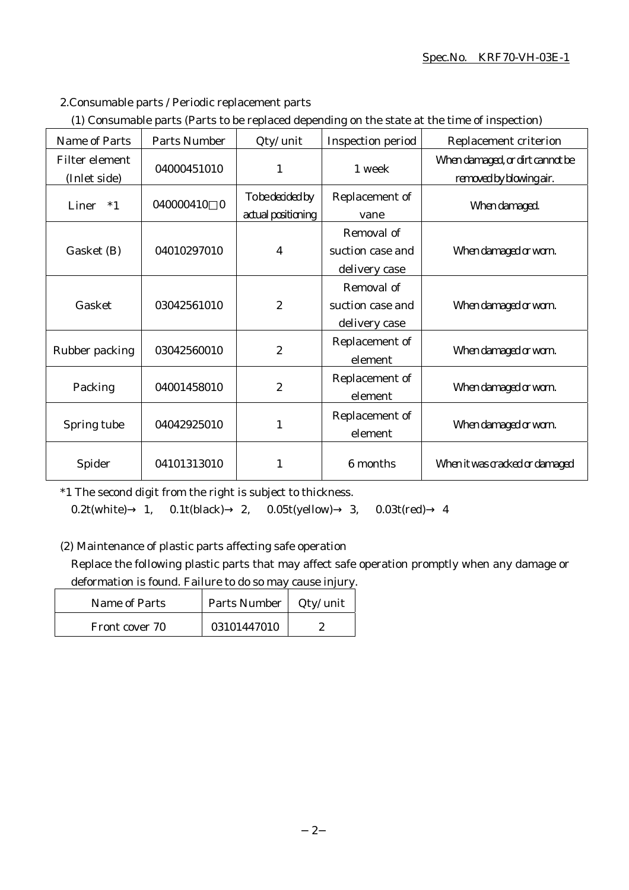Spec.No. KRF70-VH-03E-1

## 2. Consumable parts / Periodic replacement parts

(1) Consumable parts (Parts to be replaced depending on the state at the time of inspection)

| Name of Parts | Parts Number | Qty/unit | Inspection period | Replacement criterion |
|---|---|---|---|---|
| Filter element (Inlet side) | 04000451010 | 1 | 1 week | When damaged, or dirt cannot be removed by blowing air. |
| Liner *1 | 040000410□0 | To be decided by actual positioning | Replacement of vane | When damaged. |
| Gasket (B) | 04010297010 | 4 | Removal of suction case and delivery case | When damaged or worn. |
| Gasket | 03042561010 | 2 | Removal of suction case and delivery case | When damaged or worn. |
| Rubber packing | 03042560010 | 2 | Replacement of element | When damaged or worn. |
| Packing | 04001458010 | 2 | Replacement of element | When damaged or worn. |
| Spring tube | 04042925010 | 1 | Replacement of element | When damaged or worn. |
| Spider | 04101313010 | 1 | 6 months | When it was cracked or damaged |

*1 The second digit from the right is subject to thickness.
0.2t(white)→ 1, 0.1t(black)→ 2, 0.05t(yellow)→ 3, 0.03t(red)→ 4

(2) Maintenance of plastic parts affecting safe operation

Replace the following plastic parts that may affect safe operation promptly when any damage or deformation is found. Failure to do so may cause injury.

| Name of Parts | Parts Number | Qty/unit |
|---|---|---|
| Front cover 70 | 03101447010 | 2 |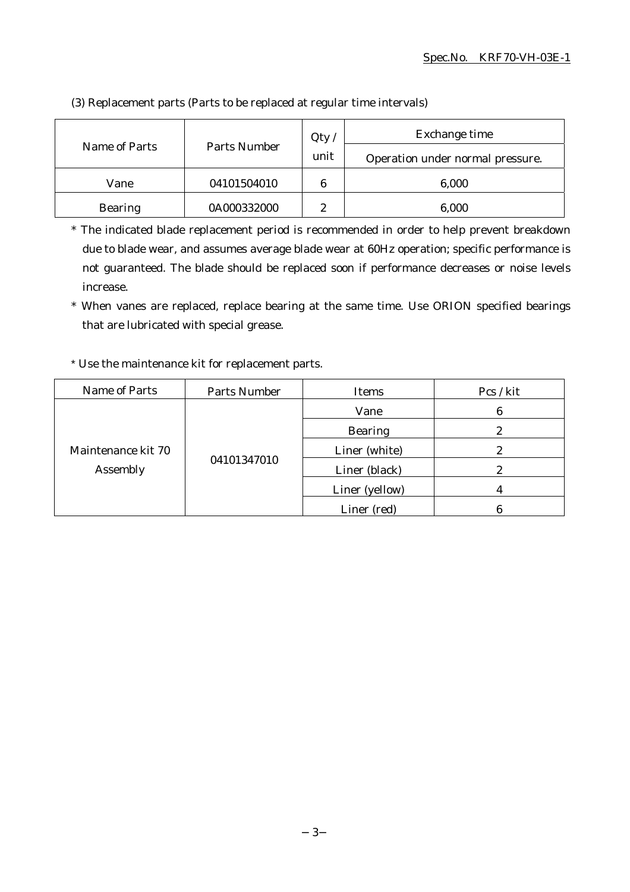(3) Replacement parts (Parts to be replaced at regular time intervals)

| Name of Parts | Parts Number | Qty / unit | Exchange time |
|---|---|---|---|
| | | | Operation under normal pressure. |
| Vane | 04101504010 | 6 | 6,000 |
| Bearing | 0A000332000 | 2 | 6,000 |

\* The indicated blade replacement period is recommended in order to help prevent breakdown due to blade wear, and assumes average blade wear at 60Hz operation; specific performance is not guaranteed. The blade should be replaced soon if performance decreases or noise levels increase.

\* When vanes are replaced, replace bearing at the same time. Use ORION specified bearings that are lubricated with special grease.

\* Use the maintenance kit for replacement parts.

| Name of Parts | Parts Number | Items | Pcs / kit |
|---|---|---|---|
| Maintenance kit 70 Assembly | 04101347010 | Vane | 6 |
| | | Bearing | 2 |
| | | Liner (white) | 2 |
| | | Liner (black) | 2 |
| | | Liner (yellow) | 4 |
| | | Liner (red) | 6 |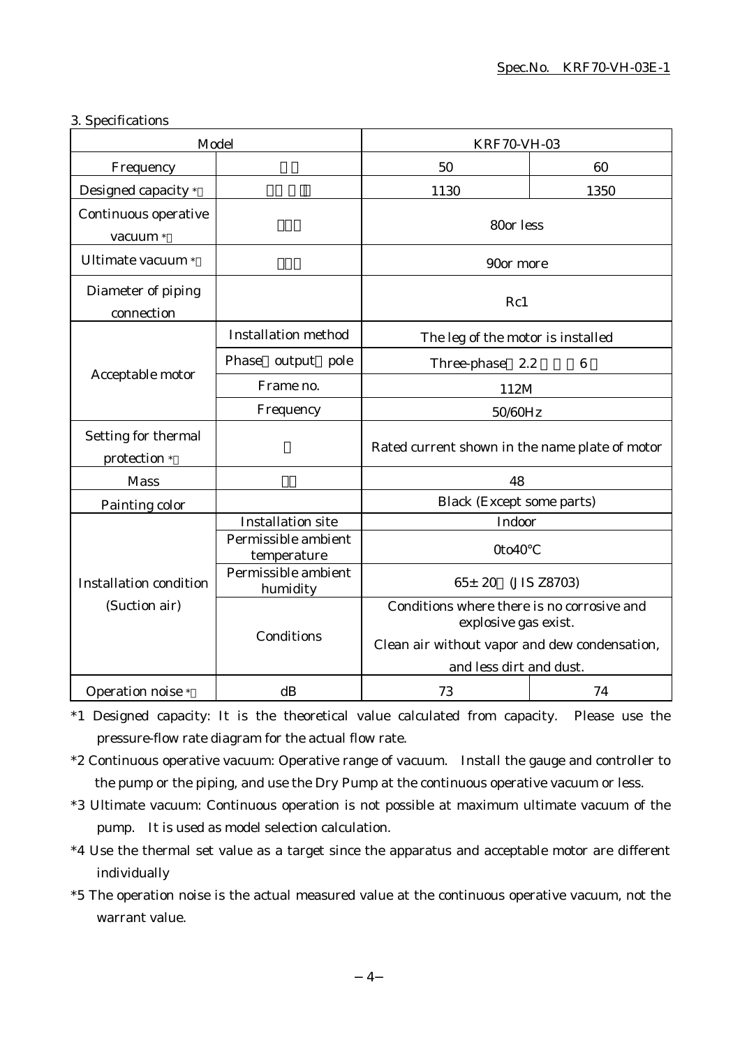3. Specifications

| Model | | KRF70-VH-03 | |
|---|---|---|---|
| Frequency | | 50 | 60 |
| Designed capacity * | | 1130 | 1350 |
| Continuous operative vacuum * | | 80or less | |
| Ultimate vacuum * | | 90or more | |
| Diameter of piping connection | | Rc1 | |
| Acceptable motor | Installation method | The leg of the motor is installed | |
| | Phase output pole | Three-phase 2.2 6 | |
| | Frame no. | 112M | |
| | Frequency | 50/60Hz | |
| Setting for thermal protection * | | Rated current shown in the name plate of motor | |
| Mass | | 48 | |
| Painting color | | Black (Except some parts) | |
| Installation condition (Suction air) | Installation site | Indoor | |
| | Permissible ambient temperature | 0to40°C | |
| | Permissible ambient humidity | 65± 20 (JIS Z8703) | |
| | Conditions | Conditions where there is no corrosive and explosive gas exist. Clean air without vapor and dew condensation, and less dirt and dust. | |
| Operation noise * | dB | 73 | 74 |

*1 Designed capacity: It is the theoretical value calculated from capacity. Please use the pressure-flow rate diagram for the actual flow rate.

*2 Continuous operative vacuum: Operative range of vacuum. Install the gauge and controller to the pump or the piping, and use the Dry Pump at the continuous operative vacuum or less.

*3 Ultimate vacuum: Continuous operation is not possible at maximum ultimate vacuum of the pump. It is used as model selection calculation.

*4 Use the thermal set value as a target since the apparatus and acceptable motor are different individually

*5 The operation noise is the actual measured value at the continuous operative vacuum, not the warrant value.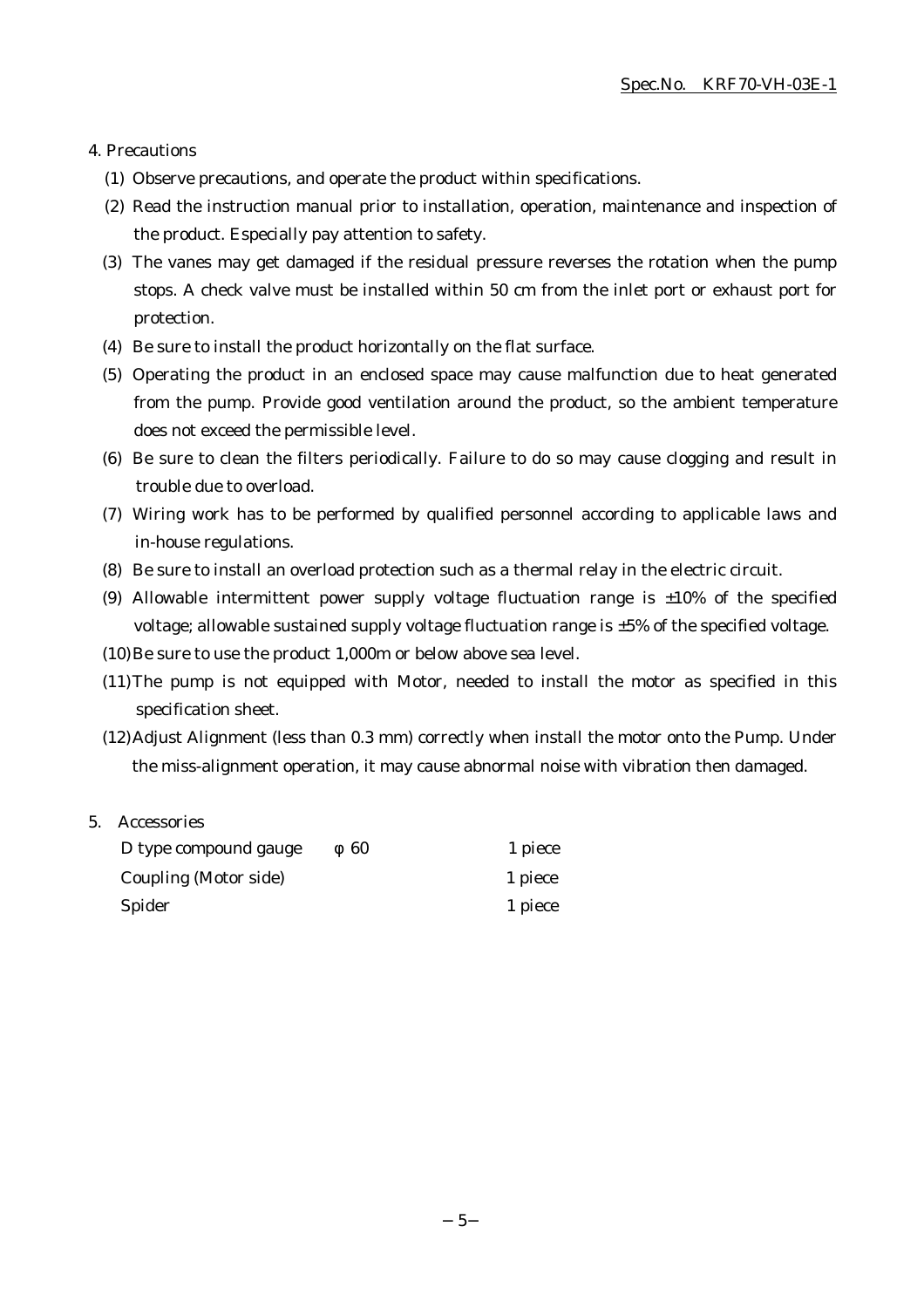## 4. Precautions

(1) Observe precautions, and operate the product within specifications.

(2) Read the instruction manual prior to installation, operation, maintenance and inspection of the product. Especially pay attention to safety.

(3) The vanes may get damaged if the residual pressure reverses the rotation when the pump stops. A check valve must be installed within 50 cm from the inlet port or exhaust port for protection.

(4) Be sure to install the product horizontally on the flat surface.

(5) Operating the product in an enclosed space may cause malfunction due to heat generated from the pump. Provide good ventilation around the product, so the ambient temperature does not exceed the permissible level.

(6) Be sure to clean the filters periodically. Failure to do so may cause clogging and result in trouble due to overload.

(7) Wiring work has to be performed by qualified personnel according to applicable laws and in-house regulations.

(8) Be sure to install an overload protection such as a thermal relay in the electric circuit.

(9) Allowable intermittent power supply voltage fluctuation range is ±10% of the specified voltage; allowable sustained supply voltage fluctuation range is ±5% of the specified voltage.

(10) Be sure to use the product 1,000m or below above sea level.

(11) The pump is not equipped with Motor, needed to install the motor as specified in this specification sheet.

(12) Adjust Alignment (less than 0.3 mm) correctly when install the motor onto the Pump. Under the miss-alignment operation, it may cause abnormal noise with vibration then damaged.

## 5. Accessories

| | | |
|---|---|---|
| D type compound gauge | φ 60 | 1 piece |
| Coupling (Motor side) | | 1 piece |
| Spider | | 1 piece |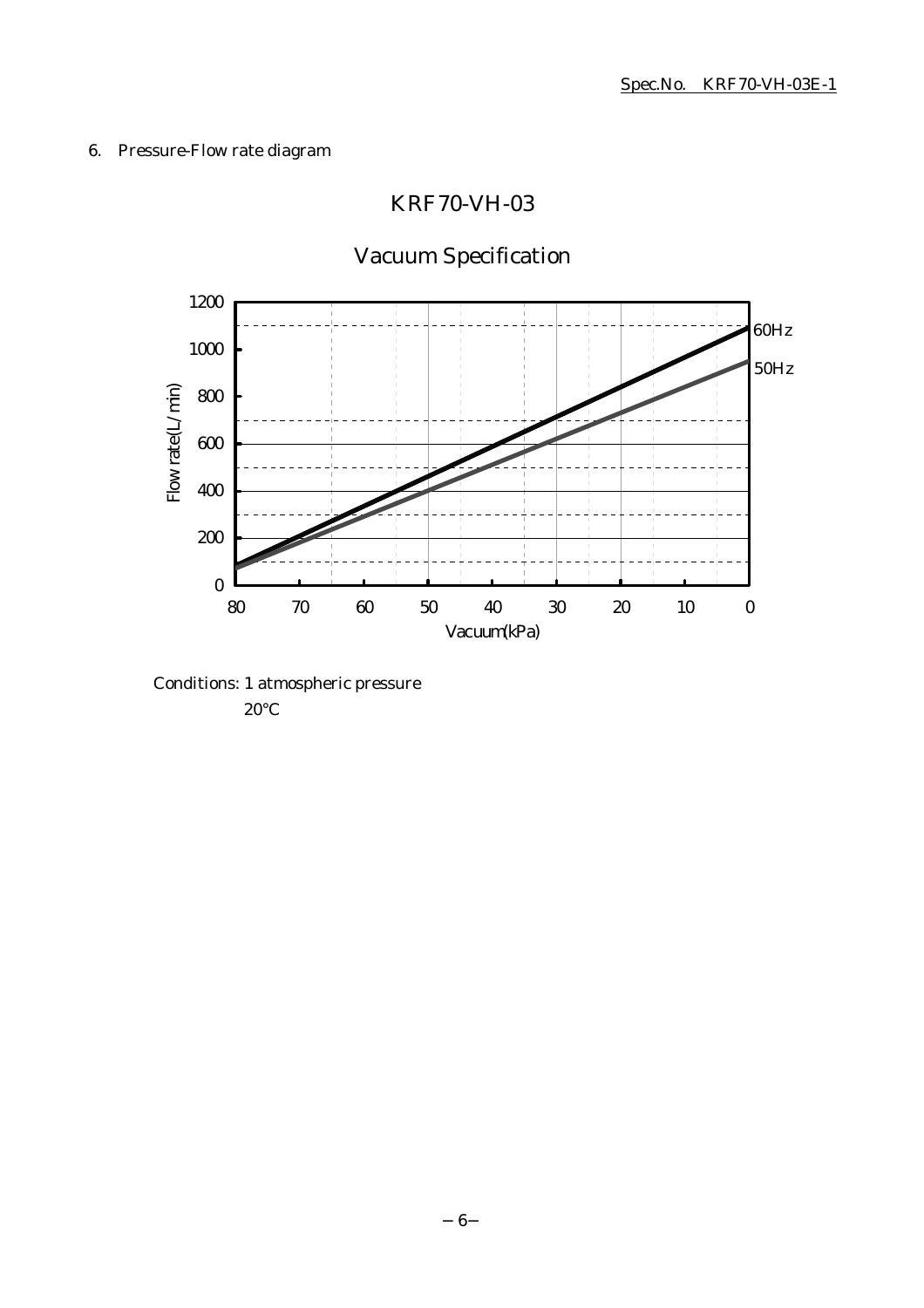6. Pressure-Flow rate diagram

## KRF70-VH-03

## Vacuum Specification

Flow rate(L/min)

1200
1000
800
600
400
200
0

80 70 60 50 40 30 20 10 0

Vacuum(kPa)

60Hz
50Hz

Conditions: 1 atmospheric pressure
20°C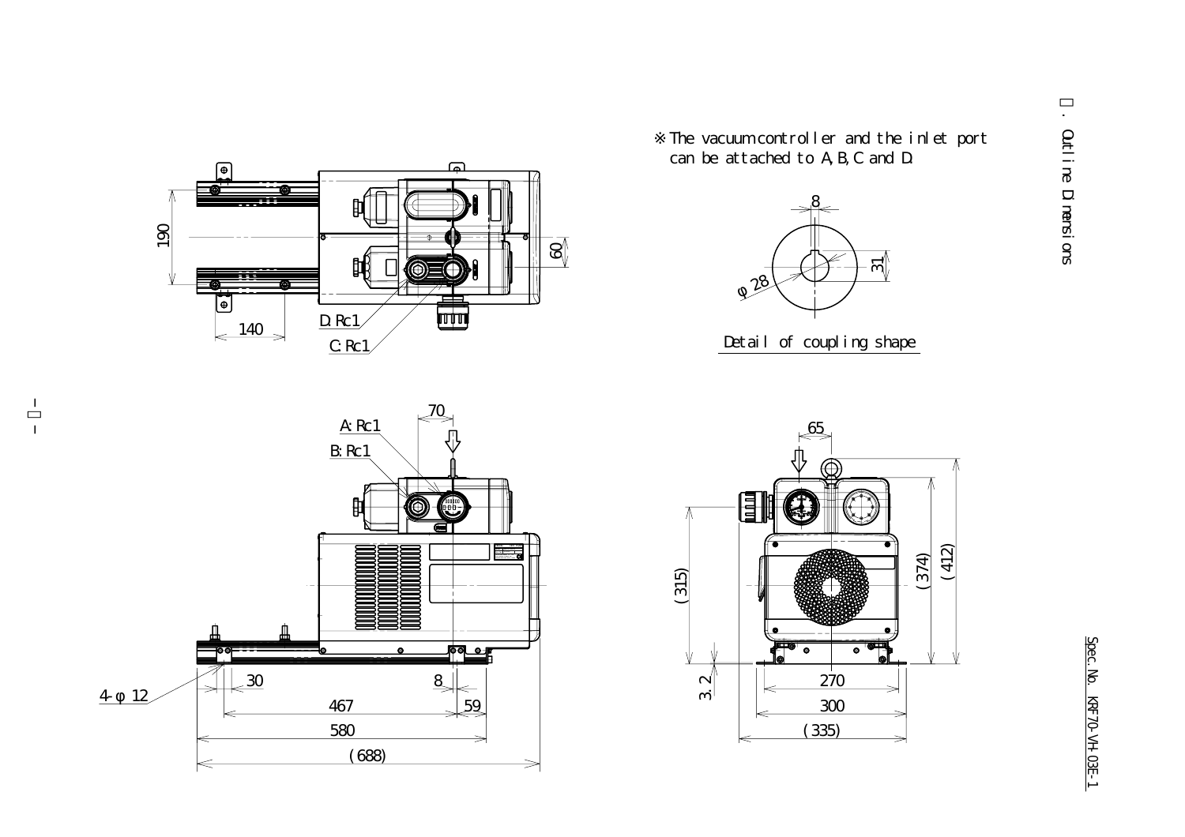## □. Outline Dimensions

※ The vacuum controller and the inlet port can be attached to A, B, C and D.

190

140

60

D: Rc1

C: Rc1

8

φ 28

31

Detail of coupling shape

70

A: Rc1

B: Rc1

4-φ 12

30

8

467

59

580

(688)

65

(315)

(374)

(412)

3.2

270

300

(335)

Spec. No. KRF70-VH-03E-1